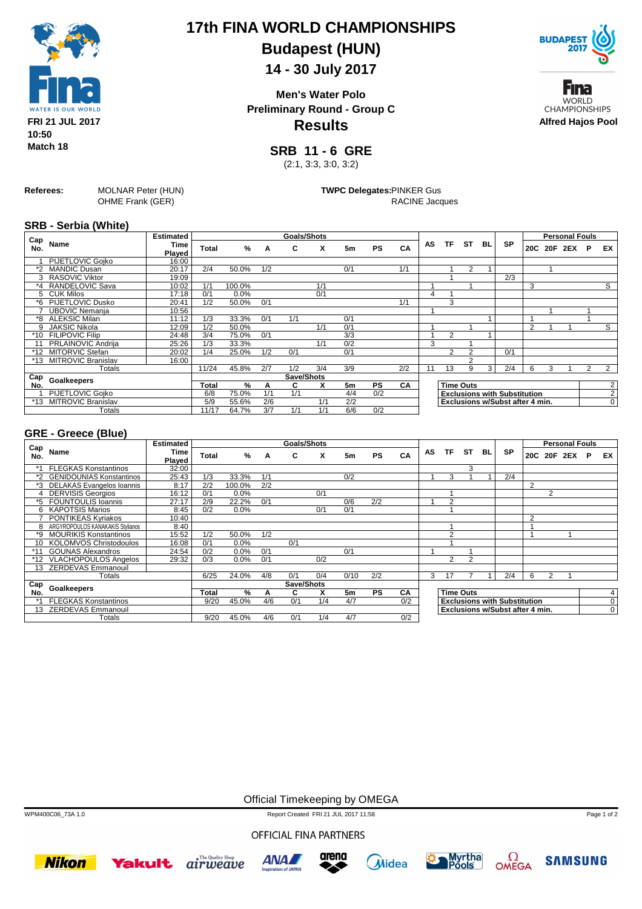# 17th FINA WORLD CHAMPIONSHIPS

## Budapest (HUN)

## 14 - 30 July 2017

**Men's Water Polo**
**Preliminary Round - Group C**

## Results

FRI 21 JUL 2017
10:50
Match 18

Alfred Hajos Pool

## SRB 11 - 6 GRE

(2:1, 3:3, 3:0, 3:2)

**Referees:** MOLNAR Peter (HUN), OHME Frank (GER)

**TWPC Delegates:** PINKER Gus, RACINE Jacques

### SRB - Serbia (White)

| Cap No. | Name | Estimated Time Played | Goals/Shots Total | % | A | C | X | 5m | PS | CA | AS | TF | ST | BL | SP | Personal Fouls 20C | 20F | 2EX | P | EX |
|---|---|---|---|---|---|---|---|---|---|---|---|---|---|---|---|---|---|---|---|---|
| 1 | PIJETLOVIC Gojko | 16:00 | | | | | | | | | | | | | | | | | | |
| *2 | MANDIC Dusan | 20:17 | 2/4 | 50.0% | 1/2 | | | 0/1 | | 1/1 | | 1 | 2 | 1 | | | 1 | | | |
| 3 | RASOVIC Viktor | 19:09 | | | | | | | | | | 1 | | | 2/3 | | | | | |
| *4 | RANDELOVIC Sava | 10:02 | 1/1 | 100.0% | | | 1/1 | | | | 1 | | 1 | | | 3 | | | | S |
| 5 | CUK Milos | 17:18 | 0/1 | 0.0% | | | 0/1 | | | | 4 | 1 | | | | | | | | |
| *6 | PIJETLOVIC Dusko | 20:41 | 1/2 | 50.0% | 0/1 | | | | | 1/1 | | 3 | | | | | | | | |
| 7 | UBOVIC Nemanja | 10:56 | | | | | | | | | 1 | | | | | | 1 | | 1 | |
| *8 | ALEKSIC Milan | 11:12 | 1/3 | 33.3% | 0/1 | 1/1 | | 0/1 | | | | | | 1 | | 1 | | | 1 | |
| 9 | JAKSIC Nikola | 12:09 | 1/2 | 50.0% | | | 1/1 | 0/1 | | | 1 | | 1 | | | 2 | 1 | 1 | | S |
| *10 | FILIPOVIC Filip | 24:48 | 3/4 | 75.0% | 0/1 | | | 3/3 | | | 1 | 2 | | 1 | | | | | | |
| 11 | PRLAINOVIC Andrija | 25:26 | 1/3 | 33.3% | | | 1/1 | 0/2 | | | 3 | | 1 | | | | | | | |
| *12 | MITROVIC Stefan | 20:02 | 1/4 | 25.0% | 1/2 | 0/1 | | 0/1 | | | | 2 | 2 | | 0/1 | | | | | |
| *13 | MITROVIC Branislav | 16:00 | | | | | | | | | | | 2 | | | | | | | |
| | Totals | | 11/24 | 45.8% | 2/7 | 1/2 | 3/4 | 3/9 | | 2/2 | 11 | 13 | 9 | 3 | 2/4 | 6 | 3 | 1 | 2 | 2 |

| Cap No. | Goalkeepers | Save/Shots Total | % | A | C | X | 5m | PS | CA |
|---|---|---|---|---|---|---|---|---|---|
| 1 | PIJETLOVIC Gojko | 6/8 | 75.0% | 1/1 | 1/1 | | 4/4 | 0/2 | |
| *13 | MITROVIC Branislav | 5/9 | 55.6% | 2/6 | | 1/1 | 2/2 | | |
| | Totals | 11/17 | 64.7% | 3/7 | 1/1 | 1/1 | 6/6 | 0/2 | |

| | |
|---|---|
| Time Outs | 2 |
| Exclusions with Substitution | 2 |
| Exclusions w/Subst after 4 min. | 0 |

### GRE - Greece (Blue)

| Cap No. | Name | Estimated Time Played | Goals/Shots Total | % | A | C | X | 5m | PS | CA | AS | TF | ST | BL | SP | Personal Fouls 20C | 20F | 2EX | P | EX |
|---|---|---|---|---|---|---|---|---|---|---|---|---|---|---|---|---|---|---|---|---|
| *1 | FLEGKAS Konstantinos | 32:00 | | | | | | | | | | | 3 | | | | | | | |
| *2 | GENIDOUNIAS Konstantinos | 25:43 | 1/3 | 33.3% | 1/1 | | | 0/2 | | | 1 | 3 | 1 | 1 | 2/4 | | | | | |
| *3 | DELAKAS Evangelos Ioannis | 8:17 | 2/2 | 100.0% | 2/2 | | | | | | | | | | | 2 | | | | |
| 4 | DERVISIS Georgios | 16:12 | 0/1 | 0.0% | | | 0/1 | | | | | 1 | | | | | 2 | | | |
| *5 | FOUNTOULIS Ioannis | 27:17 | 2/9 | 22.2% | 0/1 | | | 0/6 | 2/2 | | 1 | 2 | | | | | | | | |
| 6 | KAPOTSIS Marios | 8:45 | 0/2 | 0.0% | | | 0/1 | 0/1 | | | | 1 | | | | | | | | |
| 7 | PONTIKEAS Kyriakos | 10:40 | | | | | | | | | | | | | | 2 | | | | |
| 8 | ARGYROPOULOS KANAKAKIS Stylianos | 8:40 | | | | | | | | | | 1 | | | | 1 | | | | |
| *9 | MOURIKIS Konstantinos | 15:52 | 1/2 | 50.0% | 1/2 | | | | | | | 2 | | | | 1 | | 1 | | |
| 10 | KOLOMVOS Christodoulos | 16:08 | 0/1 | 0.0% | | 0/1 | | | | | | 1 | | | | | | | | |
| *11 | GOUNAS Alexandros | 24:54 | 0/2 | 0.0% | 0/1 | | | 0/1 | | | 1 | | 1 | | | | | | | |
| *12 | VLACHOPOULOS Angelos | 29:32 | 0/3 | 0.0% | 0/1 | | 0/2 | | | | | 2 | 2 | | | | | | | |
| 13 | ZERDEVAS Emmanouil | | | | | | | | | | | | | | | | | | | |
| | Totals | | 6/25 | 24.0% | 4/8 | 0/1 | 0/4 | 0/10 | 2/2 | | 3 | 17 | 7 | 1 | 2/4 | 6 | 2 | 1 | | |

| Cap No. | Goalkeepers | Save/Shots Total | % | A | C | X | 5m | PS | CA |
|---|---|---|---|---|---|---|---|---|---|
| *1 | FLEGKAS Konstantinos | 9/20 | 45.0% | 4/6 | 0/1 | 1/4 | 4/7 | | 0/2 |
| 13 | ZERDEVAS Emmanouil | | | | | | | | |
| | Totals | 9/20 | 45.0% | 4/6 | 0/1 | 1/4 | 4/7 | | 0/2 |

| | |
|---|---|
| Time Outs | 4 |
| Exclusions with Substitution | 0 |
| Exclusions w/Subst after 4 min. | 0 |

Official Timekeeping by OMEGA

WPM400C06_73A 1.0 Report Created FRI 21 JUL 2017 11:58

OFFICIAL FINA PARTNERS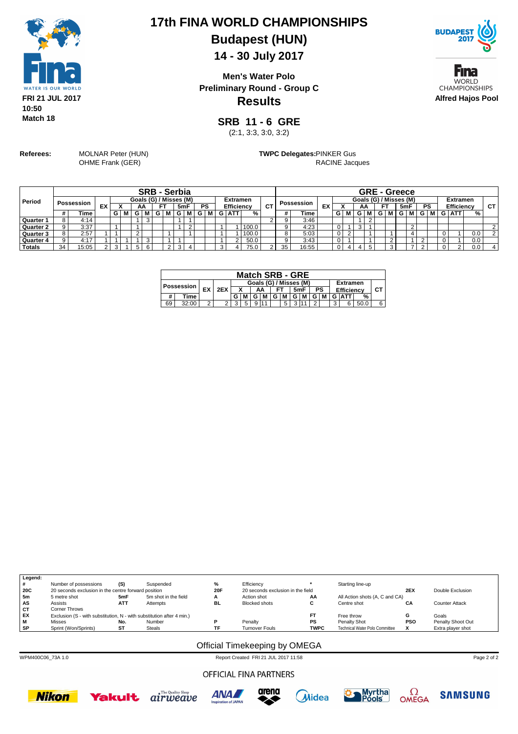# 17th FINA WORLD CHAMPIONSHIPS

## Budapest (HUN)

## 14 - 30 July 2017

**Men's Water Polo**
**Preliminary Round - Group C**

## Results

FRI 21 JUL 2017
10:50
Match 18

Alfred Hajos Pool

## SRB 11 - 6 GRE

(2:1, 3:3, 3:0, 3:2)

**Referees:** MOLNAR Peter (HUN), OHME Frank (GER)

**TWPC Delegates:** PINKER Gus, RACINE Jacques

### SRB - Serbia

| Period | Possession | | EX | Goals (G) / Misses (M) | | | | | | | | | | Extramen | | | CT |
|---|---|---|---|---|---|---|---|---|---|---|---|---|---|---|---|---|---|
| | | | | X | | AA | | FT | | 5mF | | PS | | Efficiency | | | |
| | # | Time | | G | M | G | M | G | M | G | M | G | M | G | ATT | % | |
| Quarter 1 | 8 | 4:14 | | | | 1 | 3 | | | 1 | 1 | | | | | | 2 |
| Quarter 2 | 9 | 3:37 | | 1 | | 1 | | | | 1 | 2 | | | 1 | 1 | 100.0 | |
| Quarter 3 | 8 | 2:57 | 1 | 1 | | 2 | | | 1 | | 1 | | | 1 | 1 | 100.0 | |
| Quarter 4 | 9 | 4:17 | 1 | 1 | 1 | 1 | 3 | | 1 | 1 | | | | 1 | 2 | 50.0 | |
| Totals | 34 | 15:05 | 2 | 3 | 1 | 5 | 6 | | 2 | 3 | 4 | | | 3 | 4 | 75.0 | 2 |

### GRE - Greece

| Period | Possession | | EX | Goals (G) / Misses (M) | | | | | | | | | | Extramen | | | CT |
|---|---|---|---|---|---|---|---|---|---|---|---|---|---|---|---|---|---|
| | | | | X | | AA | | FT | | 5mF | | PS | | Efficiency | | | |
| | # | Time | | G | M | G | M | G | M | G | M | G | M | G | ATT | % | |
| Quarter 1 | 9 | 3:46 | | | | 1 | 2 | | | | | | | | | | |
| Quarter 2 | 9 | 4:23 | | 0 | 1 | 3 | 1 | | | | 2 | | | | | | 2 |
| Quarter 3 | 8 | 5:03 | | 0 | 2 | | 1 | | 1 | | 4 | | | 0 | 1 | 0.0 | 2 |
| Quarter 4 | 9 | 3:43 | | 0 | 1 | | 1 | | 2 | | 1 | 2 | | 0 | 1 | 0.0 | |
| Totals | 35 | 16:55 | | 0 | 4 | 4 | 5 | | 3 | | 7 | 2 | | 0 | 2 | 0.0 | 4 |

### Match SRB - GRE

| Possession | | EX | 2EX | Goals (G) / Misses (M) | | | | | | | | | | Extramen | | | CT |
|---|---|---|---|---|---|---|---|---|---|---|---|---|---|---|---|---|---|
| | | | | X | | AA | | FT | | 5mF | | PS | | Efficiency | | | |
| # | Time | | | G | M | G | M | G | M | G | M | G | M | G | ATT | % | |
| 69 | 32:00 | 2 | 2 | 3 | 5 | 9 | 11 | | 5 | 3 | 11 | 2 | | 3 | 6 | 50.0 | 6 |

**Legend:**

| | | | | | | | | | | |
|---|---|---|---|---|---|---|---|---|---|---|
| # | Number of possessions | (S) | Suspended | % | Efficiency | * | Starting line-up | | | |
| 20C | 20 seconds exclusion in the centre forward position | | | 20F | 20 seconds exclusion in the field | | | 2EX | Double Exclusion | |
| 5m | 5 metre shot | 5mF | 5m shot in the field | A | Action shot | AA | All Action shots (A, C and CA) | | | |
| AS | Assists | ATT | Attempts | BL | Blocked shots | C | Centre shot | CA | Counter Attack | |
| CT | Corner Throws | | | | | | | | | |
| EX | Exclusion (S - with substitution, N - with substitution after 4 min.) | | | | | FT | Free throw | G | Goals | |
| M | Misses | No. | Number | P | Penalty | PS | Penalty Shot | PSO | Penalty Shoot Out | |
| SP | Sprint (Won/Sprints) | ST | Steals | TF | Turnover Fouls | TWPC | Technical Water Polo Committee | X | Extra player shot | |

Official Timekeeping by OMEGA

WPM400C06_73A 1.0 — Report Created FRI 21 JUL 2017 11:58

OFFICIAL FINA PARTNERS